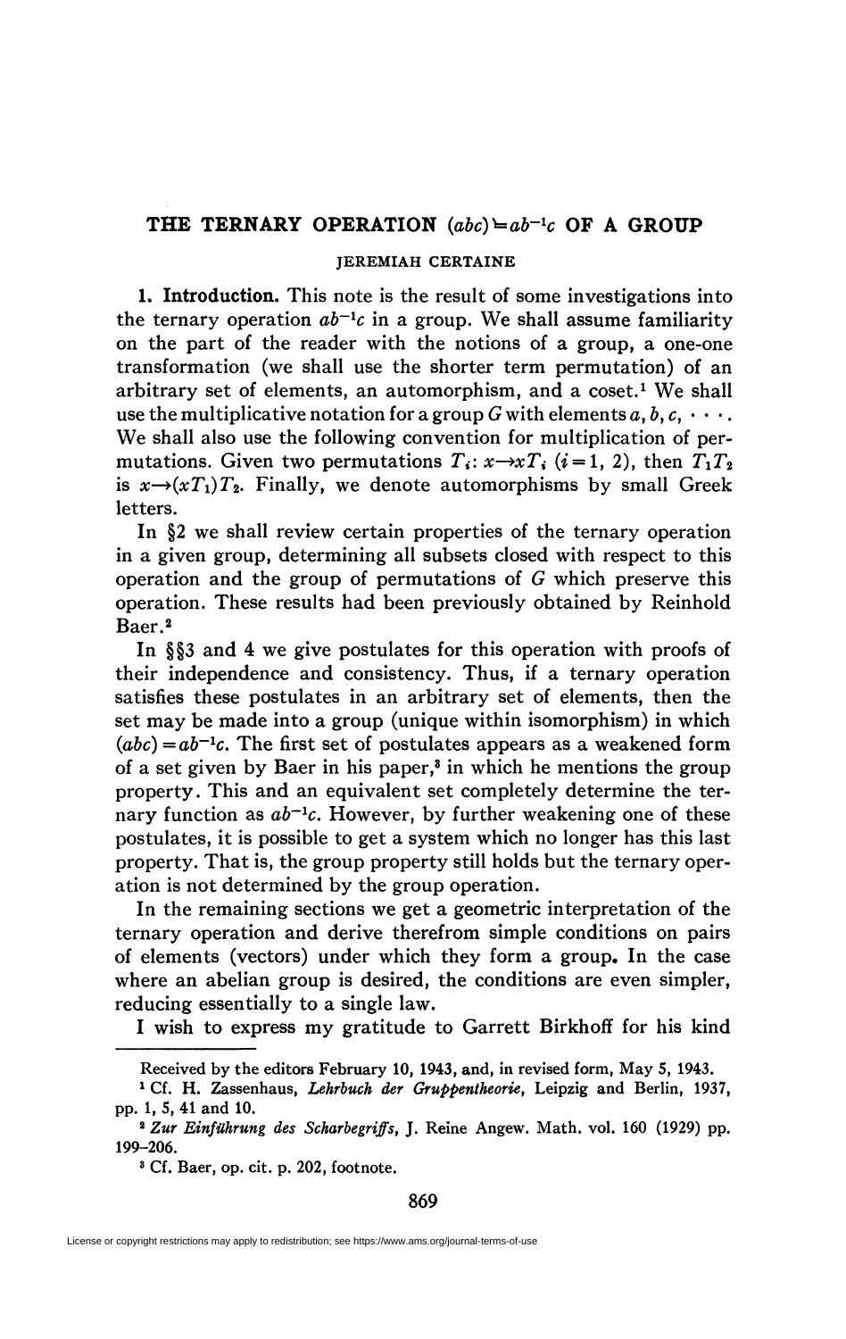# THE TERNARY OPERATION $(abc) = ab^{-1}c$ OF A GROUP

JEREMIAH CERTAINE

**1. Introduction.** This note is the result of some investigations into the ternary operation $ab^{-1}c$ in a group. We shall assume familiarity on the part of the reader with the notions of a group, a one-one transformation (we shall use the shorter term permutation) of an arbitrary set of elements, an automorphism, and a coset.[1] We shall use the multiplicative notation for a group $G$ with elements $a, b, c, \cdots$. We shall also use the following convention for multiplication of permutations. Given two permutations $T_i: x \rightarrow xT_i$ $(i = 1, 2)$, then $T_1T_2$ is $x \rightarrow (xT_1)T_2$. Finally, we denote automorphisms by small Greek letters.

In §2 we shall review certain properties of the ternary operation in a given group, determining all subsets closed with respect to this operation and the group of permutations of $G$ which preserve this operation. These results had been previously obtained by Reinhold Baer.[2]

In §§3 and 4 we give postulates for this operation with proofs of their independence and consistency. Thus, if a ternary operation satisfies these postulates in an arbitrary set of elements, then the set may be made into a group (unique within isomorphism) in which $(abc) = ab^{-1}c$. The first set of postulates appears as a weakened form of a set given by Baer in his paper,[3] in which he mentions the group property. This and an equivalent set completely determine the ternary function as $ab^{-1}c$. However, by further weakening one of these postulates, it is possible to get a system which no longer has this last property. That is, the group property still holds but the ternary operation is not determined by the group operation.

In the remaining sections we get a geometric interpretation of the ternary operation and derive therefrom simple conditions on pairs of elements (vectors) under which they form a group. In the case where an abelian group is desired, the conditions are even simpler, reducing essentially to a single law.

I wish to express my gratitude to Garrett Birkhoff for his kind

---

Received by the editors February 10, 1943, and, in revised form, May 5, 1943.

[1] Cf. H. Zassenhaus, *Lehrbuch der Gruppentheorie*, Leipzig and Berlin, 1937, pp. 1, 5, 41 and 10.

[2] *Zur Einführung des Scharbegriffs*, J. Reine Angew. Math. vol. 160 (1929) pp. 199–206.

[3] Cf. Baer, op. cit. p. 202, footnote.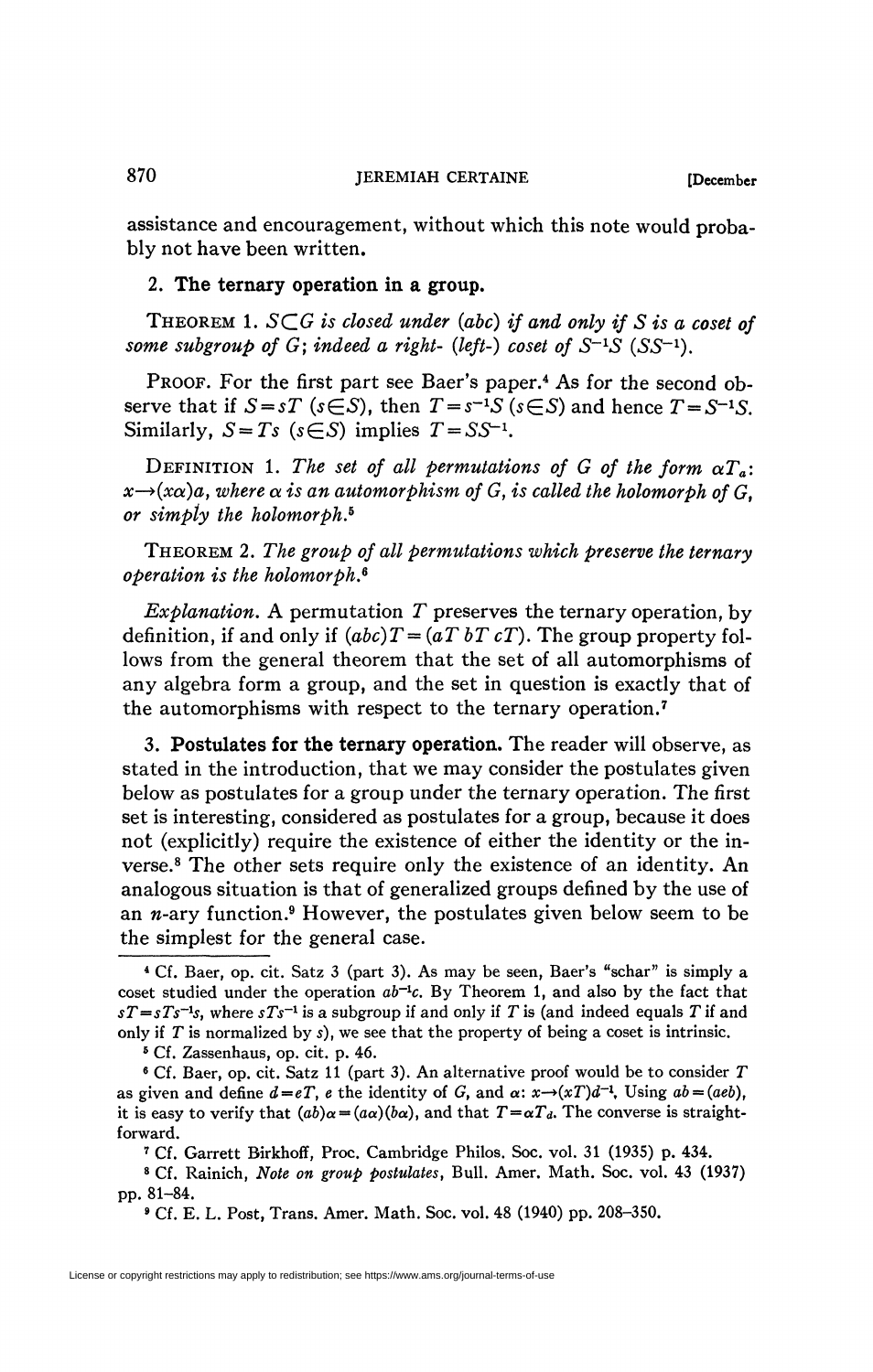assistance and encouragement, without which this note would probably not have been written.

## 2. The ternary operation in a group.

THEOREM 1. *$S \subset G$ is closed under $(abc)$ if and only if $S$ is a coset of some subgroup of $G$; indeed a right- (left-) coset of $S^{-1}S$ $(SS^{-1})$.*

PROOF. For the first part see Baer's paper.[4] As for the second observe that if $S = sT$ $(s \in S)$, then $T = s^{-1}S$ $(s \in S)$ and hence $T = S^{-1}S$. Similarly, $S = Ts$ $(s \in S)$ implies $T = SS^{-1}$.

DEFINITION 1. *The set of all permutations of $G$ of the form $\alpha T_a$: $x \rightarrow (x\alpha)a$, where $\alpha$ is an automorphism of $G$, is called the holomorph of $G$, or simply the holomorph.*[5]

THEOREM 2. *The group of all permutations which preserve the ternary operation is the holomorph.*[6]

*Explanation.* A permutation $T$ preserves the ternary operation, by definition, if and only if $(abc)T = (aT\ bT\ cT)$. The group property follows from the general theorem that the set of all automorphisms of any algebra form a group, and the set in question is exactly that of the automorphisms with respect to the ternary operation.[7]

## 3. Postulates for the ternary operation.

The reader will observe, as stated in the introduction, that we may consider the postulates given below as postulates for a group under the ternary operation. The first set is interesting, considered as postulates for a group, because it does not (explicitly) require the existence of either the identity or the inverse.[8] The other sets require only the existence of an identity. An analogous situation is that of generalized groups defined by the use of an $n$-ary function.[9] However, the postulates given below seem to be the simplest for the general case.

---

[4] Cf. Baer, op. cit. Satz 3 (part 3). As may be seen, Baer's "schar" is simply a coset studied under the operation $ab^{-1}c$. By Theorem 1, and also by the fact that $sT = sTs^{-1}s$, where $sTs^{-1}$ is a subgroup if and only if $T$ is (and indeed equals $T$ if and only if $T$ is normalized by $s$), we see that the property of being a coset is intrinsic.

[5] Cf. Zassenhaus, op. cit. p. 46.

[6] Cf. Baer, op. cit. Satz 11 (part 3). An alternative proof would be to consider $T$ as given and define $d = eT$, $e$ the identity of $G$, and $\alpha$: $x \rightarrow (xT)d^{-1}$. Using $ab = (aeb)$, it is easy to verify that $(ab)\alpha = (a\alpha)(b\alpha)$, and that $T = \alpha T_d$. The converse is straightforward.

[7] Cf. Garrett Birkhoff, Proc. Cambridge Philos. Soc. vol. 31 (1935) p. 434.

[8] Cf. Rainich, *Note on group postulates*, Bull. Amer. Math. Soc. vol. 43 (1937) pp. 81–84.

[9] Cf. E. L. Post, Trans. Amer. Math. Soc. vol. 48 (1940) pp. 208–350.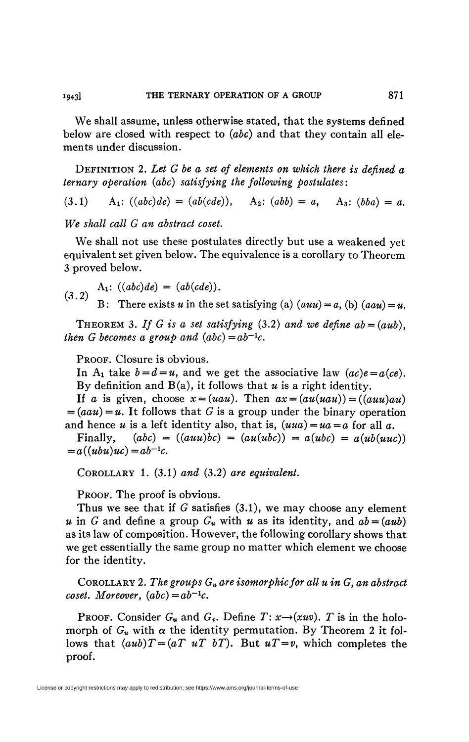We shall assume, unless otherwise stated, that the systems defined below are closed with respect to $(abc)$ and that they contain all elements under discussion.

DEFINITION 2. *Let $G$ be a set of elements on which there is defined a ternary operation $(abc)$ satisfying the following postulates*:

$$(3.1) \qquad A_1\colon ((abc)de) = (ab(cde)), \qquad A_2\colon (abb) = a, \qquad A_3\colon (bba) = a.$$

*We shall call $G$ an abstract coset.*

We shall not use these postulates directly but use a weakened yet equivalent set given below. The equivalence is a corollary to Theorem 3 proved below.

$$(3.2) \qquad \begin{array}{l} A_1\colon ((abc)de) = (ab(cde)). \\ B\colon \text{There exists } u \text{ in the set satisfying (a) } (auu) = a, \text{ (b) } (aau) = u. \end{array}$$

THEOREM 3. *If $G$ is a set satisfying* (3.2) *and we define $ab = (aub)$, then $G$ becomes a group and $(abc) = ab^{-1}c$.*

PROOF. Closure is obvious.

In $A_1$ take $b = d = u$, and we get the associative law $(ac)e = a(ce)$. By definition and B(a), it follows that $u$ is a right identity.

If $a$ is given, choose $x = (uau)$. Then $ax = (au(uau)) = ((auu)au) = (aau) = u$. It follows that $G$ is a group under the binary operation and hence $u$ is a left identity also, that is, $(uua) = ua = a$ for all $a$.

Finally, $(abc) = ((auu)bc) = (au(ubc)) = a(ubc) = a(ub(uuc)) = a((ubu)uc) = ab^{-1}c$.

COROLLARY 1. (3.1) *and* (3.2) *are equivalent.*

PROOF. The proof is obvious.

Thus we see that if $G$ satisfies (3.1), we may choose any element $u$ in $G$ and define a group $G_u$ with $u$ as its identity, and $ab = (aub)$ as its law of composition. However, the following corollary shows that we get essentially the same group no matter which element we choose for the identity.

COROLLARY 2. *The groups $G_u$ are isomorphic for all $u$ in $G$, an abstract coset. Moreover, $(abc) = ab^{-1}c$.*

PROOF. Consider $G_u$ and $G_v$. Define $T\colon x \rightarrow (xuv)$. $T$ is in the holomorph of $G_u$ with $\alpha$ the identity permutation. By Theorem 2 it follows that $(aub)T = (aT\ uT\ bT)$. But $uT = v$, which completes the proof.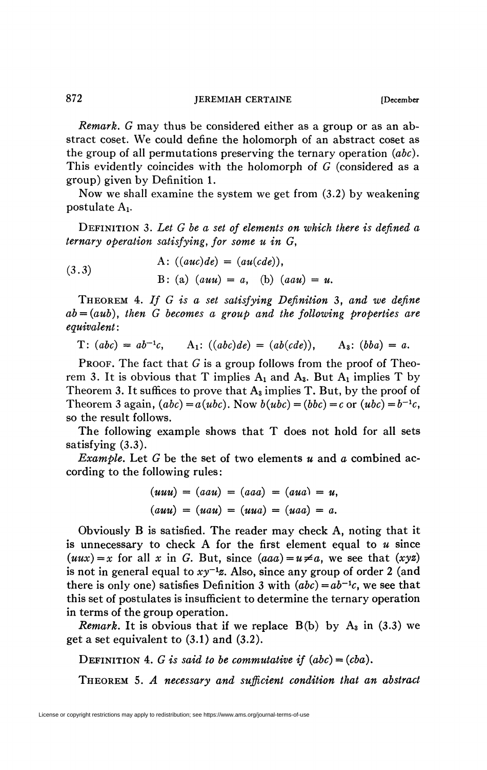*Remark.* $G$ may thus be considered either as a group or as an abstract coset. We could define the holomorph of an abstract coset as the group of all permutations preserving the ternary operation $(abc)$. This evidently coincides with the holomorph of $G$ (considered as a group) given by Definition 1.

Now we shall examine the system we get from (3.2) by weakening postulate $A_1$.

DEFINITION 3. *Let $G$ be a set of elements on which there is defined a ternary operation satisfying, for some $u$ in $G$,*

$$\text{(3.3)} \qquad \begin{aligned} &\text{A: } ((auc)de) = (au(cde)), \\ &\text{B: (a) } (auu) = a, \quad \text{(b) } (aau) = u. \end{aligned}$$

THEOREM 4. *If $G$ is a set satisfying Definition 3, and we define $ab = (aub)$, then $G$ becomes a group and the following properties are equivalent:*

$$\text{T: } (abc) = ab^{-1}c, \qquad \text{A}_1\text{: } ((abc)de) = (ab(cde)), \qquad \text{A}_3\text{: } (bba) = a.$$

PROOF. The fact that $G$ is a group follows from the proof of Theorem 3. It is obvious that T implies $A_1$ and $A_3$. But $A_1$ implies T by Theorem 3. It suffices to prove that $A_3$ implies T. But, by the proof of Theorem 3 again, $(abc) = a(ubc)$. Now $b(ubc) = (bbc) = c$ or $(ubc) = b^{-1}c$, so the result follows.

The following example shows that T does not hold for all sets satisfying (3.3).

*Example.* Let $G$ be the set of two elements $u$ and $a$ combined according to the following rules:

$$(uuu) = (aau) = (aaa) = (aua) = u,$$
$$(auu) = (uau) = (uua) = (uaa) = a.$$

Obviously B is satisfied. The reader may check A, noting that it is unnecessary to check A for the first element equal to $u$ since $(uux) = x$ for all $x$ in $G$. But, since $(aaa) = u \neq a$, we see that $(xyz)$ is not in general equal to $xy^{-1}z$. Also, since any group of order 2 (and there is only one) satisfies Definition 3 with $(abc) = ab^{-1}c$, we see that this set of postulates is insufficient to determine the ternary operation in terms of the group operation.

*Remark.* It is obvious that if we replace B(b) by $A_3$ in (3.3) we get a set equivalent to (3.1) and (3.2).

DEFINITION 4. *$G$ is said to be commutative if $(abc) = (cba)$.*

THEOREM 5. *A necessary and sufficient condition that an abstract*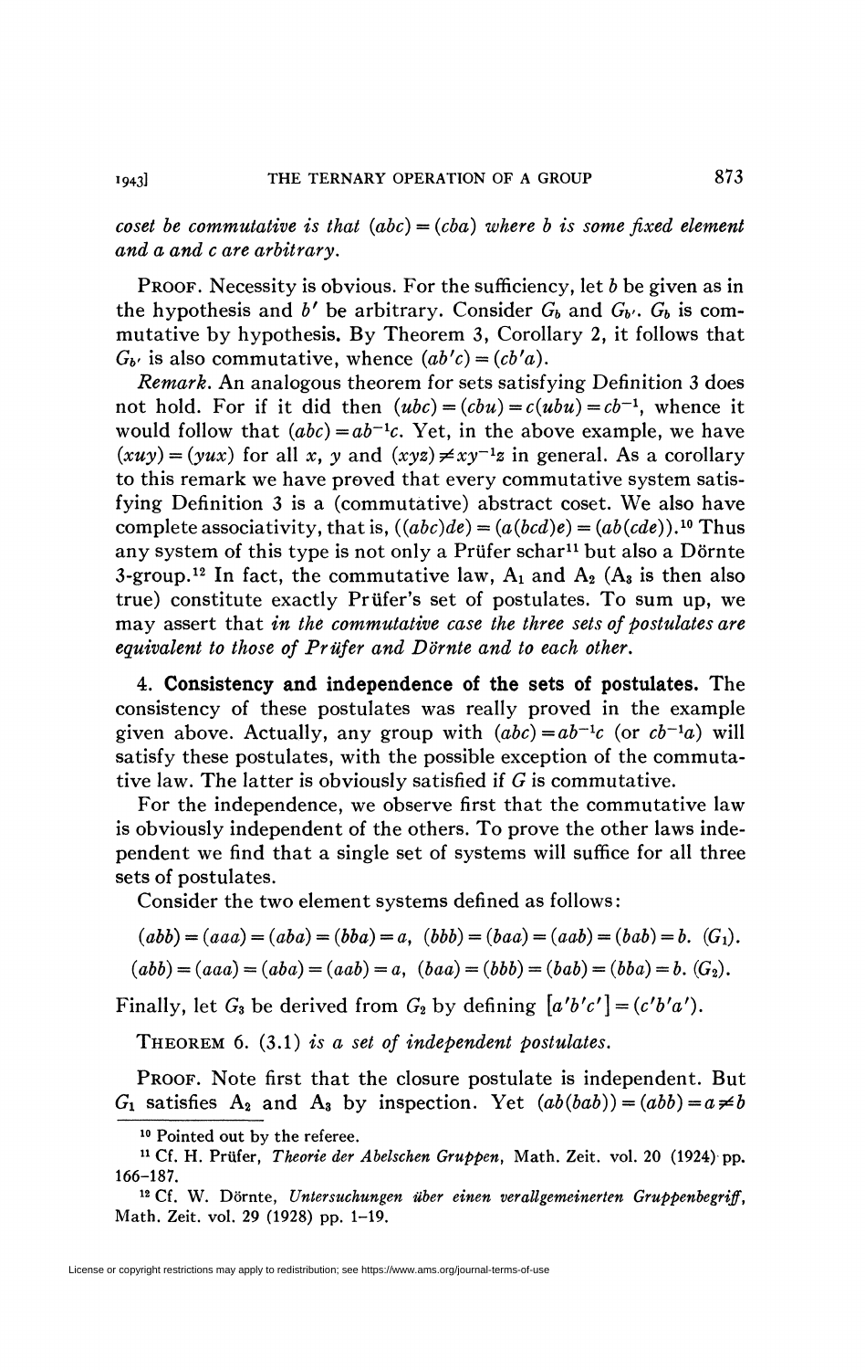*coset be commutative is that $(abc)=(cba)$ where $b$ is some fixed element and $a$ and $c$ are arbitrary.*

PROOF. Necessity is obvious. For the sufficiency, let $b$ be given as in the hypothesis and $b'$ be arbitrary. Consider $G_b$ and $G_{b'}$. $G_b$ is commutative by hypothesis. By Theorem 3, Corollary 2, it follows that $G_{b'}$ is also commutative, whence $(ab'c)=(cb'a)$.

*Remark.* An analogous theorem for sets satisfying Definition 3 does not hold. For if it did then $(ubc)=(cbu)=c(ubu)=cb^{-1}$, whence it would follow that $(abc)=ab^{-1}c$. Yet, in the above example, we have $(xuy)=(yux)$ for all $x$, $y$ and $(xyz)\neq xy^{-1}z$ in general. As a corollary to this remark we have proved that every commutative system satisfying Definition 3 is a (commutative) abstract coset. We also have complete associativity, that is, $((abc)de)=(a(bcd)e)=(ab(cde))$.[10] Thus any system of this type is not only a Prüfer schar[11] but also a Dörnte 3-group.[12] In fact, the commutative law, $A_1$ and $A_2$ ($A_3$ is then also true) constitute exactly Prüfer's set of postulates. To sum up, we may assert that *in the commutative case the three sets of postulates are equivalent to those of Prüfer and Dörnte and to each other.*

## 4. Consistency and independence of the sets of postulates.

The consistency of these postulates was really proved in the example given above. Actually, any group with $(abc)=ab^{-1}c$ (or $cb^{-1}a$) will satisfy these postulates, with the possible exception of the commutative law. The latter is obviously satisfied if $G$ is commutative.

For the independence, we observe first that the commutative law is obviously independent of the others. To prove the other laws independent we find that a single set of systems will suffice for all three sets of postulates.

Consider the two element systems defined as follows:

$$(abb)=(aaa)=(aba)=(bba)=a,\quad (bbb)=(baa)=(aab)=(bab)=b.\quad (G_1).$$

$$(abb)=(aaa)=(aba)=(aab)=a,\quad (baa)=(bbb)=(bab)=(bba)=b.\quad (G_2).$$

Finally, let $G_3$ be derived from $G_2$ by defining $[a'b'c']=(c'b'a')$.

THEOREM 6. *(3.1) is a set of independent postulates.*

PROOF. Note first that the closure postulate is independent. But $G_1$ satisfies $A_2$ and $A_3$ by inspection. Yet $(ab(bab))=(abb)=a\neq b$

---

[10] Pointed out by the referee.

[11] Cf. H. Prüfer, *Theorie der Abelschen Gruppen*, Math. Zeit. vol. 20 (1924) pp. 166–187.

[12] Cf. W. Dörnte, *Untersuchungen über einen verallgemeinerten Gruppenbegriff*, Math. Zeit. vol. 29 (1928) pp. 1–19.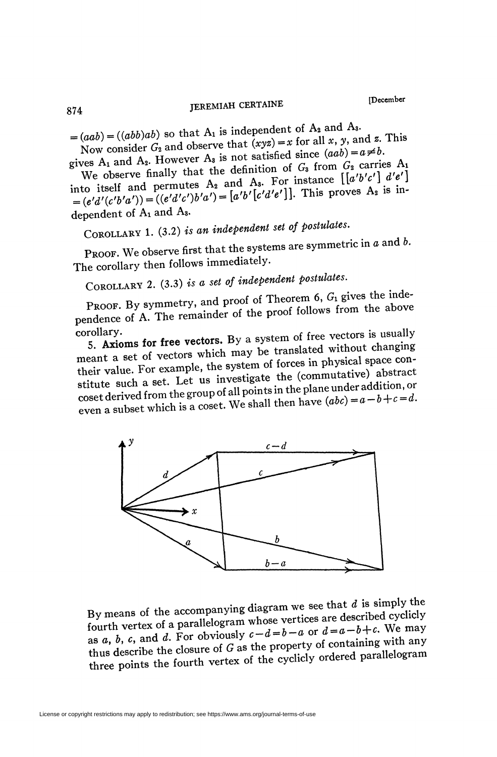$= (aab) = ((abb)ab)$ so that $A_1$ is independent of $A_2$ and $A_3$.

Now consider $G_2$ and observe that $(xyz) = x$ for all $x$, $y$, and $z$. This gives $A_1$ and $A_2$. However $A_3$ is not satisfied since $(aab) = a \neq b$.

We observe finally that the definition of $G_3$ from $G_2$ carries $A_1$ into itself and permutes $A_2$ and $A_3$. For instance $[[a'b'c']\ d'e'] = (e'd'(c'b'a')) = ((e'd'c')b'a') = [a'b'[c'd'e']]$. This proves $A_2$ is independent of $A_1$ and $A_3$.

COROLLARY 1. (3.2) *is an independent set of postulates.*

PROOF. We observe first that the systems are symmetric in $a$ and $b$. The corollary then follows immediately.

COROLLARY 2. (3.3) *is a set of independent postulates.*

PROOF. By symmetry, and proof of Theorem 6, $G_1$ gives the independence of A. The remainder of the proof follows from the above corollary.

**5. Axioms for free vectors.** By a system of free vectors is usually meant a set of vectors which may be translated without changing their value. For example, the system of forces in physical space constitute such a set. Let us investigate the (commutative) abstract coset derived from the group of all points in the plane under addition, or even a subset which is a coset. We shall then have $(abc) = a - b + c = d$.

By means of the accompanying diagram we see that $d$ is simply the fourth vertex of a parallelogram whose vertices are described cyclicly as $a$, $b$, $c$, and $d$. For obviously $c - d = b - a$ or $d = a - b + c$. We may thus describe the closure of $G$ as the property of containing with any three points the fourth vertex of the cyclicly ordered parallelogram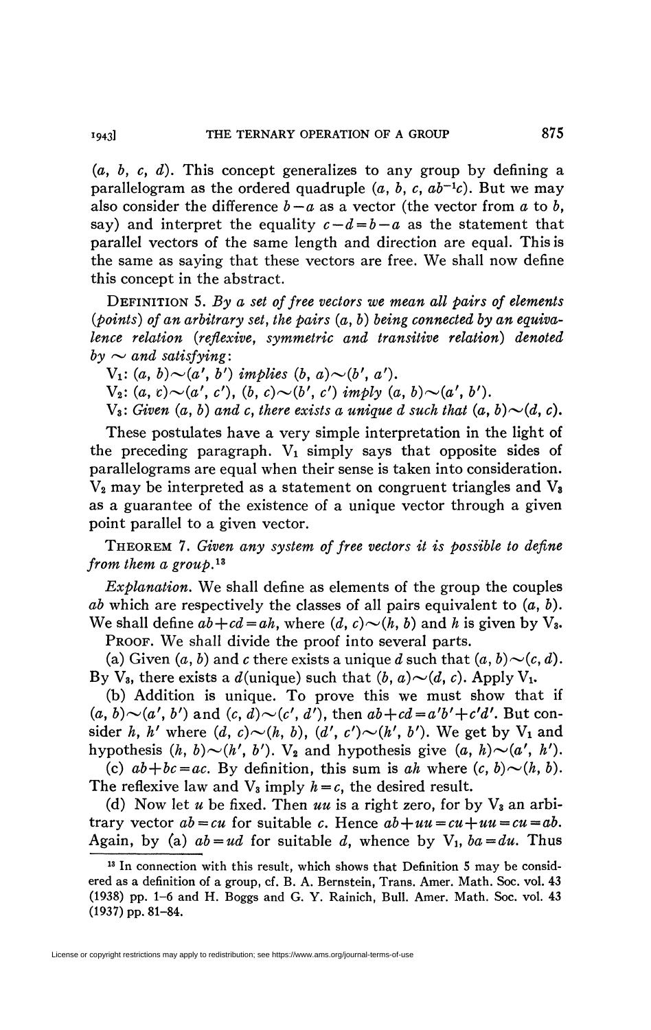$(a, b, c, d)$. This concept generalizes to any group by defining a parallelogram as the ordered quadruple $(a, b, c, ab^{-1}c)$. But we may also consider the difference $b-a$ as a vector (the vector from $a$ to $b$, say) and interpret the equality $c-d=b-a$ as the statement that parallel vectors of the same length and direction are equal. This is the same as saying that these vectors are free. We shall now define this concept in the abstract.

DEFINITION 5. *By a set of free vectors we mean all pairs of elements (points) of an arbitrary set, the pairs $(a, b)$ being connected by an equivalence relation (reflexive, symmetric and transitive relation) denoted by $\sim$ and satisfying:*

$V_1$: *$(a, b)\sim(a', b')$ implies $(b, a)\sim(b', a')$.*

$V_2$: *$(a, c)\sim(a', c')$, $(b, c)\sim(b', c')$ imply $(a, b)\sim(a', b')$.*

$V_3$: *Given $(a, b)$ and $c$, there exists a unique $d$ such that $(a, b)\sim(d, c)$.*

These postulates have a very simple interpretation in the light of the preceding paragraph. $V_1$ simply says that opposite sides of parallelograms are equal when their sense is taken into consideration. $V_2$ may be interpreted as a statement on congruent triangles and $V_3$ as a guarantee of the existence of a unique vector through a given point parallel to a given vector.

THEOREM 7. *Given any system of free vectors it is possible to define from them a group.*[13]

*Explanation.* We shall define as elements of the group the couples $ab$ which are respectively the classes of all pairs equivalent to $(a, b)$. We shall define $ab+cd=ah$, where $(d, c)\sim(h, b)$ and $h$ is given by $V_3$.

PROOF. We shall divide the proof into several parts.

(a) Given $(a, b)$ and $c$ there exists a unique $d$ such that $(a, b)\sim(c, d)$. By $V_3$, there exists a $d$(unique) such that $(b, a)\sim(d, c)$. Apply $V_1$.

(b) Addition is unique. To prove this we must show that if $(a, b)\sim(a', b')$ and $(c, d)\sim(c', d')$, then $ab+cd=a'b'+c'd'$. But consider $h, h'$ where $(d, c)\sim(h, b)$, $(d', c')\sim(h', b')$. We get by $V_1$ and hypothesis $(h, b)\sim(h', b')$. $V_2$ and hypothesis give $(a, h)\sim(a', h')$.

(c) $ab+bc=ac$. By definition, this sum is $ah$ where $(c, b)\sim(h, b)$. The reflexive law and $V_3$ imply $h=c$, the desired result.

(d) Now let $u$ be fixed. Then $uu$ is a right zero, for by $V_3$ an arbitrary vector $ab=cu$ for suitable $c$. Hence $ab+uu=cu+uu=cu=ab$. Again, by (a) $ab=ud$ for suitable $d$, whence by $V_1$, $ba=du$. Thus

[13] In connection with this result, which shows that Definition 5 may be considered as a definition of a group, cf. B. A. Bernstein, Trans. Amer. Math. Soc. vol. 43 (1938) pp. 1–6 and H. Boggs and G. Y. Rainich, Bull. Amer. Math. Soc. vol. 43 (1937) pp. 81–84.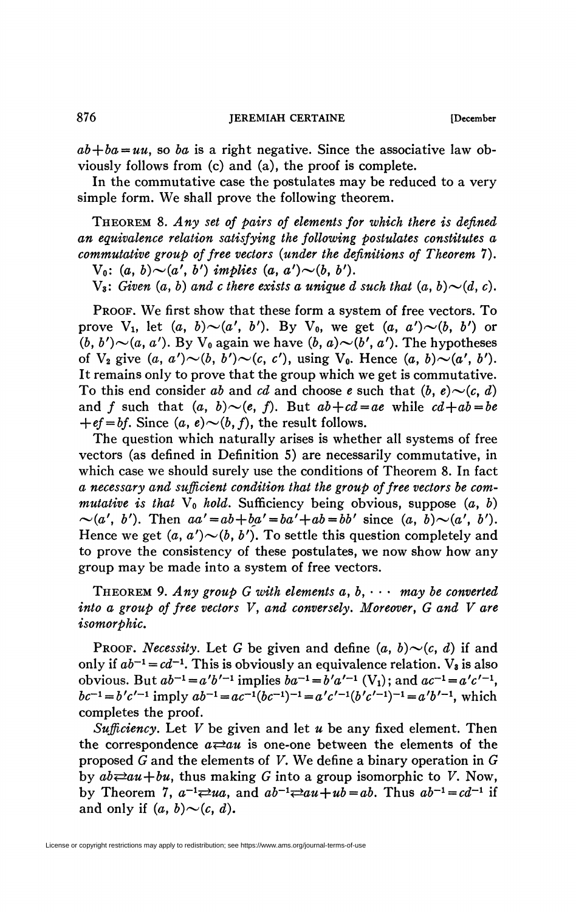$ab+ba=uu$, so $ba$ is a right negative. Since the associative law obviously follows from (c) and (a), the proof is complete.

In the commutative case the postulates may be reduced to a very simple form. We shall prove the following theorem.

THEOREM 8. *Any set of pairs of elements for which there is defined an equivalence relation satisfying the following postulates constitutes a commutative group of free vectors (under the definitions of Theorem 7).*

$V_0$: $(a, b)\sim(a', b')$ *implies* $(a, a')\sim(b, b')$.

$V_3$: *Given* $(a, b)$ *and* $c$ *there exists a unique* $d$ *such that* $(a, b)\sim(d, c)$.

PROOF. We first show that these form a system of free vectors. To prove $V_1$, let $(a, b)\sim(a', b')$. By $V_0$, we get $(a, a')\sim(b, b')$ or $(b, b')\sim(a, a')$. By $V_0$ again we have $(b, a)\sim(b', a')$. The hypotheses of $V_2$ give $(a, a')\sim(b, b')\sim(c, c')$, using $V_0$. Hence $(a, b)\sim(a', b')$. It remains only to prove that the group which we get is commutative. To this end consider $ab$ and $cd$ and choose $e$ such that $(b, e)\sim(c, d)$ and $f$ such that $(a, b)\sim(e, f)$. But $ab+cd=ae$ while $cd+ab=be+ef=bf$. Since $(a, e)\sim(b, f)$, the result follows.

The question which naturally arises is whether all systems of free vectors (as defined in Definition 5) are necessarily commutative, in which case we should surely use the conditions of Theorem 8. In fact *a necessary and sufficient condition that the group of free vectors be commutative is that* $V_0$ *hold*. Sufficiency being obvious, suppose $(a, b)\sim(a', b')$. Then $aa'=ab+ba'=ba'+ab=bb'$ since $(a, b)\sim(a', b')$. Hence we get $(a, a')\sim(b, b')$. To settle this question completely and to prove the consistency of these postulates, we now show how any group may be made into a system of free vectors.

THEOREM 9. *Any group* $G$ *with elements* $a, b, \cdots$ *may be converted into a group of free vectors* $V$, *and conversely. Moreover,* $G$ *and* $V$ *are isomorphic.*

PROOF. *Necessity.* Let $G$ be given and define $(a, b)\sim(c, d)$ if and only if $ab^{-1}=cd^{-1}$. This is obviously an equivalence relation. $V_3$ is also obvious. But $ab^{-1}=a'b'^{-1}$ implies $ba^{-1}=b'a'^{-1}$ ($V_1$); and $ac^{-1}=a'c'^{-1}$, $bc^{-1}=b'c'^{-1}$ imply $ab^{-1}=ac^{-1}(bc^{-1})^{-1}=a'c'^{-1}(b'c'^{-1})^{-1}=a'b'^{-1}$, which completes the proof.

*Sufficiency.* Let $V$ be given and let $u$ be any fixed element. Then the correspondence $a\rightleftarrows au$ is one-one between the elements of the proposed $G$ and the elements of $V$. We define a binary operation in $G$ by $ab\rightleftarrows au+bu$, thus making $G$ into a group isomorphic to $V$. Now, by Theorem 7, $a^{-1}\rightleftarrows ua$, and $ab^{-1}\rightleftarrows au+ub=ab$. Thus $ab^{-1}=cd^{-1}$ if and only if $(a, b)\sim(c, d)$.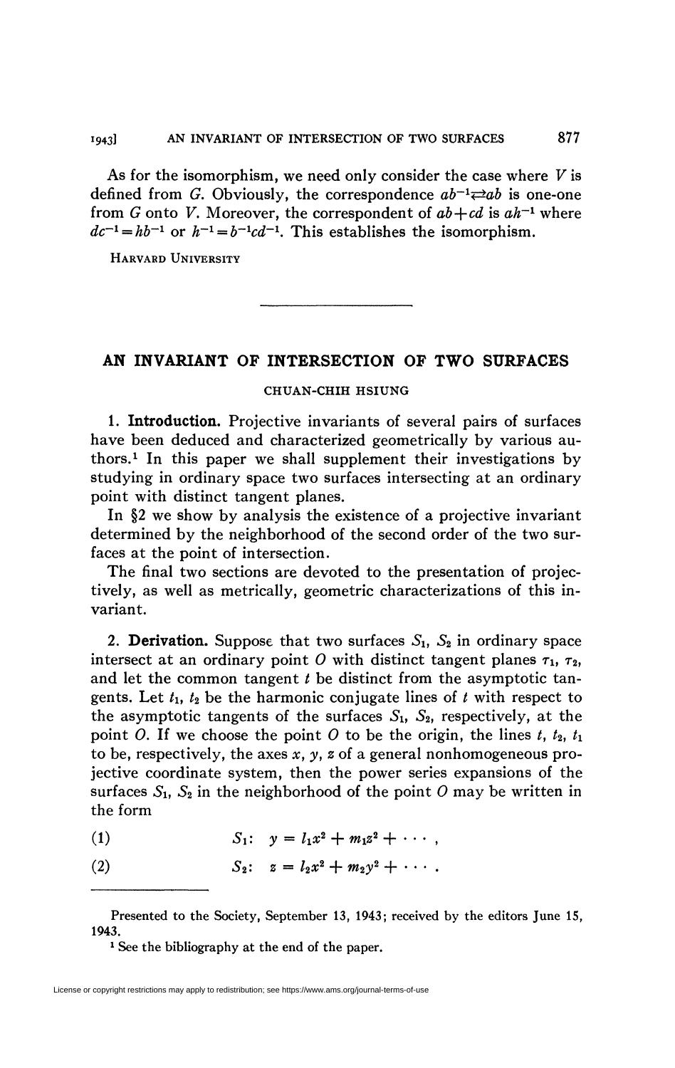As for the isomorphism, we need only consider the case where $V$ is defined from $G$. Obviously, the correspondence $ab^{-1} \rightleftarrows ab$ is one-one from $G$ onto $V$. Moreover, the correspondent of $ab+cd$ is $ah^{-1}$ where $dc^{-1}=hb^{-1}$ or $h^{-1}=b^{-1}cd^{-1}$. This establishes the isomorphism.

HARVARD UNIVERSITY

---

# AN INVARIANT OF INTERSECTION OF TWO SURFACES

CHUAN-CHIH HSIUNG

**1. Introduction.** Projective invariants of several pairs of surfaces have been deduced and characterized geometrically by various authors.[1] In this paper we shall supplement their investigations by studying in ordinary space two surfaces intersecting at an ordinary point with distinct tangent planes.

In §2 we show by analysis the existence of a projective invariant determined by the neighborhood of the second order of the two surfaces at the point of intersection.

The final two sections are devoted to the presentation of projectively, as well as metrically, geometric characterizations of this invariant.

**2. Derivation.** Suppose that two surfaces $S_1$, $S_2$ in ordinary space intersect at an ordinary point $O$ with distinct tangent planes $\tau_1$, $\tau_2$, and let the common tangent $t$ be distinct from the asymptotic tangents. Let $t_1$, $t_2$ be the harmonic conjugate lines of $t$ with respect to the asymptotic tangents of the surfaces $S_1$, $S_2$, respectively, at the point $O$. If we choose the point $O$ to be the origin, the lines $t$, $t_2$, $t_1$ to be, respectively, the axes $x$, $y$, $z$ of a general nonhomogeneous projective coordinate system, then the power series expansions of the surfaces $S_1$, $S_2$ in the neighborhood of the point $O$ may be written in the form

$$(1) \qquad S_1: \quad y = l_1x^2 + m_1z^2 + \cdots,$$

$$(2) \qquad S_2: \quad z = l_2x^2 + m_2y^2 + \cdots.$$

---

Presented to the Society, September 13, 1943; received by the editors June 15, 1943.

[1] See the bibliography at the end of the paper.